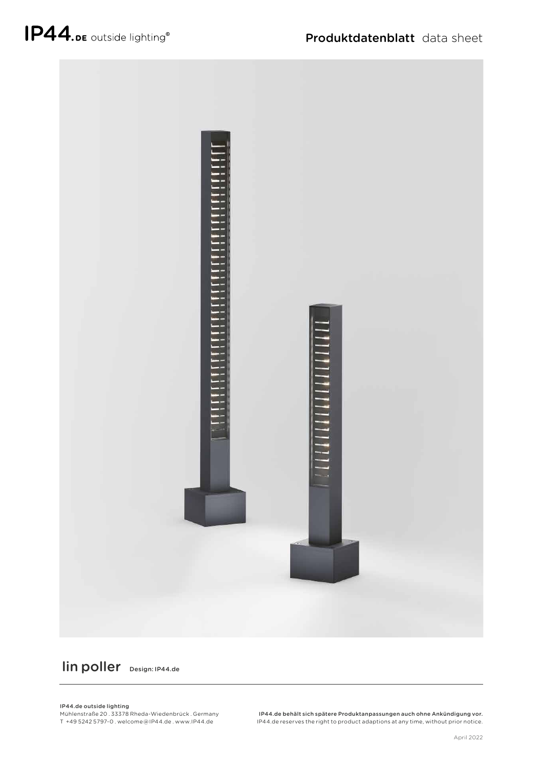IP44.DE outside lighting®

Produktdatenblatt data sheet

# lin poller

Design: IP44.de

**IP44.de outside lighting**
Mühlenstraße 20 . 33378 Rheda-Wiedenbrück . Germany
T +49 5242 5797-0 . welcome@IP44.de . www.IP44.de

**IP44.de behält sich spätere Produktanpassungen auch ohne Ankündigung vor.**
IP44.de reserves the right to product adaptions at any time, without prior notice.

April 2022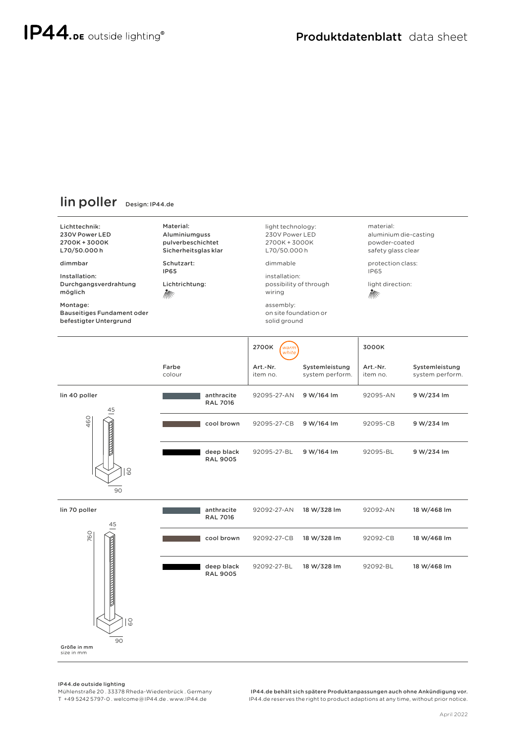# lin poller

Design: IP44.de

| | | | |
|---|---|---|---|
| **Lichttechnik:**<br>**230V Power LED**<br>**2700K + 3000K**<br>**L70/50.000 h** | **Material:**<br>**Aluminiumguss**<br>**pulverbeschichtet**<br>**Sicherheitsglas klar** | light technology:<br>230V Power LED<br>2700K + 3000K<br>L70/50.000 h | material:<br>aluminium die-casting<br>powder-coated<br>safety glass clear |
| **dimmbar** | **Schutzart:**<br>**IP65** | dimmable | protection class:<br>IP65 |
| **Installation:**<br>**Durchgangsverdrahtung möglich** | **Lichtrichtung:** | installation:<br>possibility of through wiring | light direction: |
| **Montage:**<br>**Bauseitiges Fundament oder befestigter Untergrund** | | assembly:<br>on site foundation or solid ground | |

| | | 2700K *warm white* | | 3000K | |
|---|---|---|---|---|---|
| | Farbe<br>colour | Art.-Nr.<br>item no. | Systemleistung<br>system perform. | Art.-Nr.<br>item no. | Systemleistung<br>system perform. |
| lin 40 poller | anthracite RAL 7016 | 92095-27-AN | **9 W/164 lm** | 92095-AN | **9 W/234 lm** |
| | cool brown | 92095-27-CB | **9 W/164 lm** | 92095-CB | **9 W/234 lm** |
| | deep black RAL 9005 | 92095-27-BL | **9 W/164 lm** | 92095-BL | **9 W/234 lm** |
| lin 70 poller | anthracite RAL 7016 | 92092-27-AN | **18 W/328 lm** | 92092-AN | **18 W/468 lm** |
| | cool brown | 92092-27-CB | **18 W/328 lm** | 92092-CB | **18 W/468 lm** |
| | deep black RAL 9005 | 92092-27-BL | **18 W/328 lm** | 92092-BL | **18 W/468 lm** |

lin 40 poller: 45, 460, 60, 90

lin 70 poller: 45, 760, 60, 90

**Größe in mm**
size in mm

**IP44.de outside lighting**
Mühlenstraße 20 . 33378 Rheda-Wiedenbrück . Germany
T +49 5242 5797-0 . welcome@IP44.de . www.IP44.de

**IP44.de behält sich spätere Produktanpassungen auch ohne Ankündigung vor.**
IP44.de reserves the right to product adaptions at any time, without prior notice.

April 2022